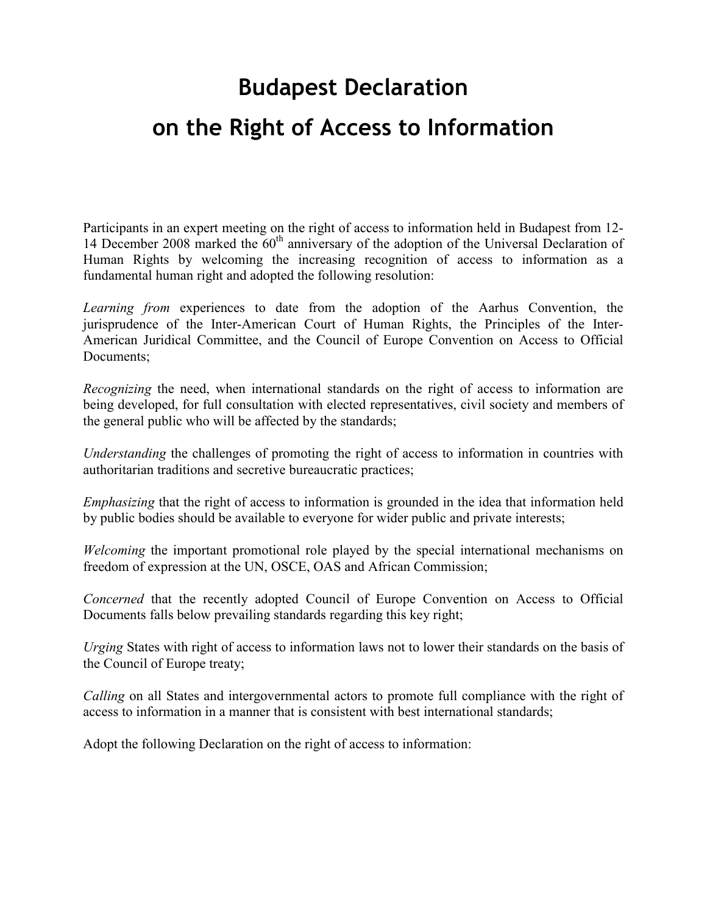# Budapest Declaration

# on the Right of Access to Information

Participants in an expert meeting on the right of access to information held in Budapest from 12-14 December 2008 marked the 60th anniversary of the adoption of the Universal Declaration of Human Rights by welcoming the increasing recognition of access to information as a fundamental human right and adopted the following resolution:

*Learning from* experiences to date from the adoption of the Aarhus Convention, the jurisprudence of the Inter-American Court of Human Rights, the Principles of the Inter-American Juridical Committee, and the Council of Europe Convention on Access to Official Documents;

*Recognizing* the need, when international standards on the right of access to information are being developed, for full consultation with elected representatives, civil society and members of the general public who will be affected by the standards;

*Understanding* the challenges of promoting the right of access to information in countries with authoritarian traditions and secretive bureaucratic practices;

*Emphasizing* that the right of access to information is grounded in the idea that information held by public bodies should be available to everyone for wider public and private interests;

*Welcoming* the important promotional role played by the special international mechanisms on freedom of expression at the UN, OSCE, OAS and African Commission;

*Concerned* that the recently adopted Council of Europe Convention on Access to Official Documents falls below prevailing standards regarding this key right;

*Urging* States with right of access to information laws not to lower their standards on the basis of the Council of Europe treaty;

*Calling* on all States and intergovernmental actors to promote full compliance with the right of access to information in a manner that is consistent with best international standards;

Adopt the following Declaration on the right of access to information: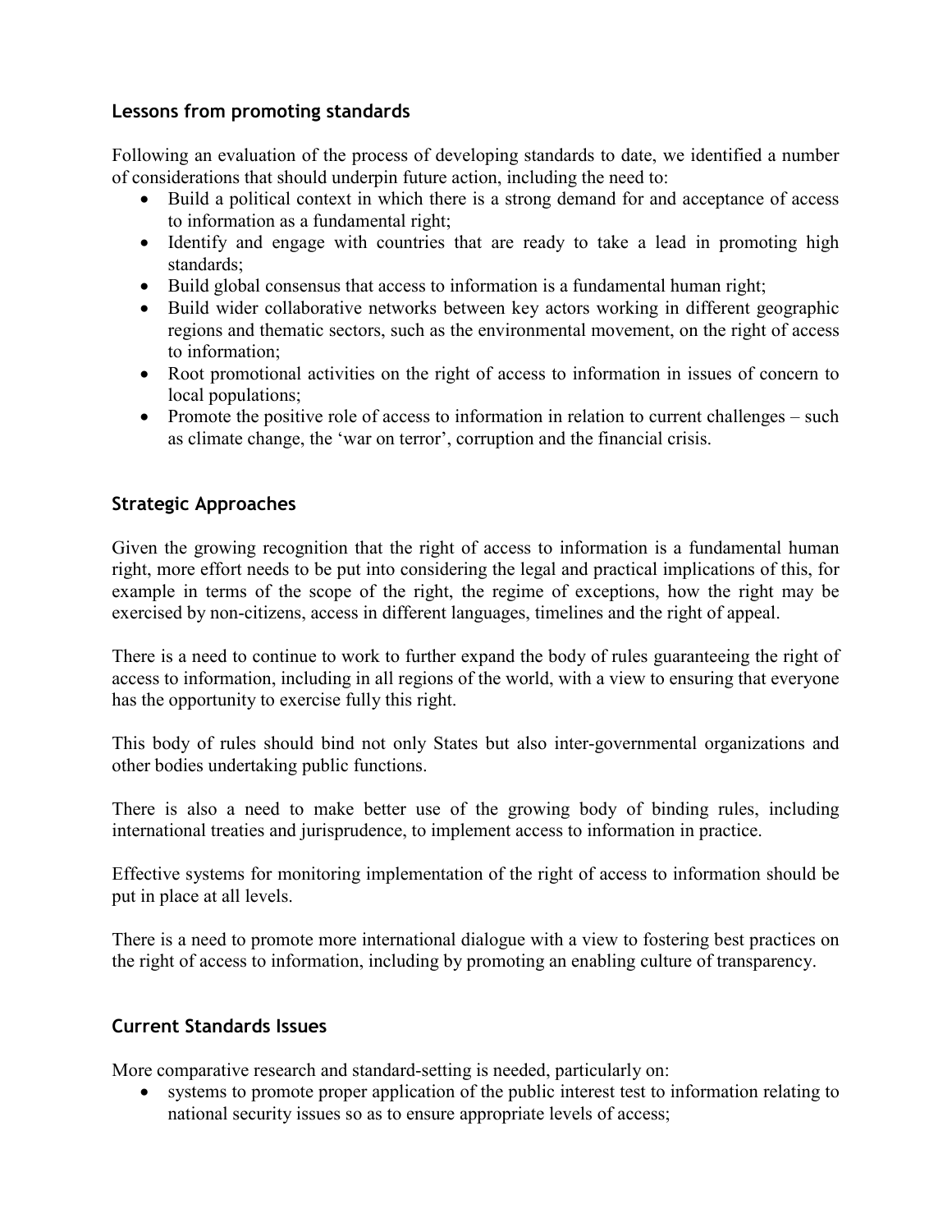## Lessons from promoting standards

Following an evaluation of the process of developing standards to date, we identified a number of considerations that should underpin future action, including the need to:

- Build a political context in which there is a strong demand for and acceptance of access to information as a fundamental right;
- Identify and engage with countries that are ready to take a lead in promoting high standards;
- Build global consensus that access to information is a fundamental human right;
- Build wider collaborative networks between key actors working in different geographic regions and thematic sectors, such as the environmental movement, on the right of access to information;
- Root promotional activities on the right of access to information in issues of concern to local populations;
- Promote the positive role of access to information in relation to current challenges – such as climate change, the 'war on terror', corruption and the financial crisis.

## Strategic Approaches

Given the growing recognition that the right of access to information is a fundamental human right, more effort needs to be put into considering the legal and practical implications of this, for example in terms of the scope of the right, the regime of exceptions, how the right may be exercised by non-citizens, access in different languages, timelines and the right of appeal.

There is a need to continue to work to further expand the body of rules guaranteeing the right of access to information, including in all regions of the world, with a view to ensuring that everyone has the opportunity to exercise fully this right.

This body of rules should bind not only States but also inter-governmental organizations and other bodies undertaking public functions.

There is also a need to make better use of the growing body of binding rules, including international treaties and jurisprudence, to implement access to information in practice.

Effective systems for monitoring implementation of the right of access to information should be put in place at all levels.

There is a need to promote more international dialogue with a view to fostering best practices on the right of access to information, including by promoting an enabling culture of transparency.

## Current Standards Issues

More comparative research and standard-setting is needed, particularly on:

- systems to promote proper application of the public interest test to information relating to national security issues so as to ensure appropriate levels of access;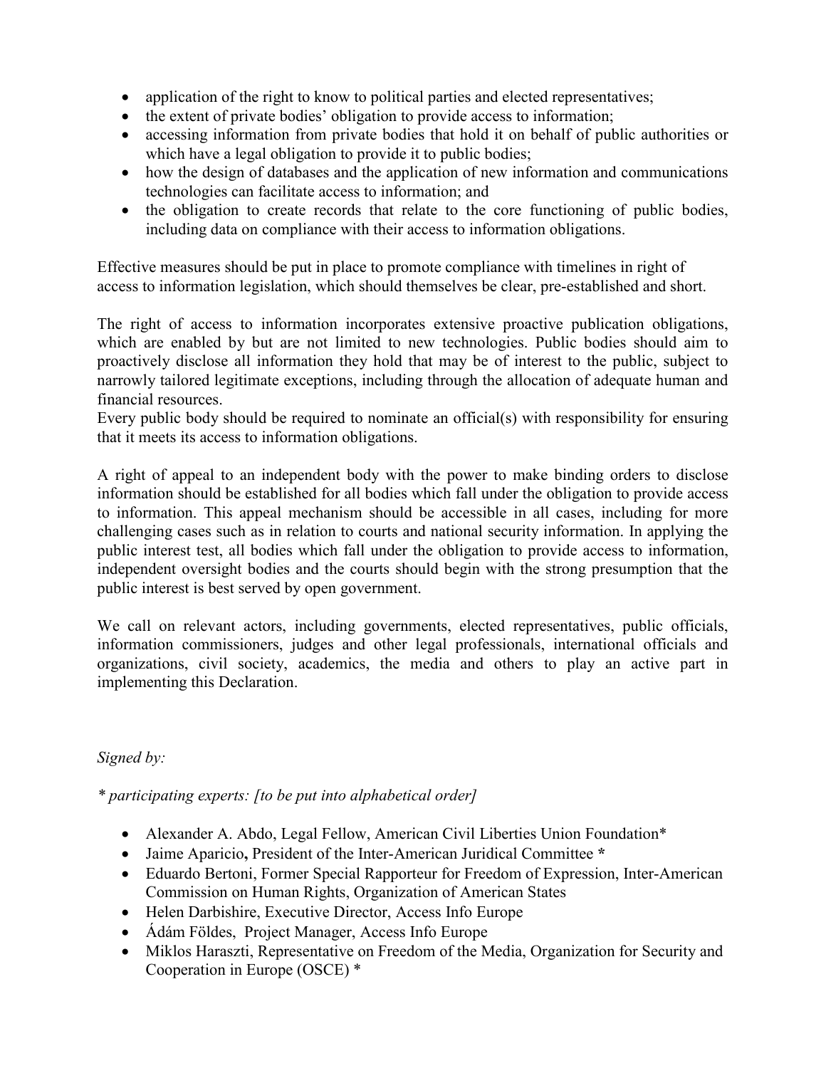- application of the right to know to political parties and elected representatives;
- the extent of private bodies' obligation to provide access to information;
- accessing information from private bodies that hold it on behalf of public authorities or which have a legal obligation to provide it to public bodies;
- how the design of databases and the application of new information and communications technologies can facilitate access to information; and
- the obligation to create records that relate to the core functioning of public bodies, including data on compliance with their access to information obligations.

Effective measures should be put in place to promote compliance with timelines in right of access to information legislation, which should themselves be clear, pre-established and short.

The right of access to information incorporates extensive proactive publication obligations, which are enabled by but are not limited to new technologies. Public bodies should aim to proactively disclose all information they hold that may be of interest to the public, subject to narrowly tailored legitimate exceptions, including through the allocation of adequate human and financial resources.
Every public body should be required to nominate an official(s) with responsibility for ensuring that it meets its access to information obligations.

A right of appeal to an independent body with the power to make binding orders to disclose information should be established for all bodies which fall under the obligation to provide access to information. This appeal mechanism should be accessible in all cases, including for more challenging cases such as in relation to courts and national security information. In applying the public interest test, all bodies which fall under the obligation to provide access to information, independent oversight bodies and the courts should begin with the strong presumption that the public interest is best served by open government.

We call on relevant actors, including governments, elected representatives, public officials, information commissioners, judges and other legal professionals, international officials and organizations, civil society, academics, the media and others to play an active part in implementing this Declaration.

*Signed by:*

*\* participating experts: [to be put into alphabetical order]*

- Alexander A. Abdo, Legal Fellow, American Civil Liberties Union Foundation*
- Jaime Aparicio**,** President of the Inter-American Juridical Committee *
- Eduardo Bertoni, Former Special Rapporteur for Freedom of Expression, Inter-American Commission on Human Rights, Organization of American States
- Helen Darbishire, Executive Director, Access Info Europe
- Ádám Földes, Project Manager, Access Info Europe
- Miklos Haraszti, Representative on Freedom of the Media, Organization for Security and Cooperation in Europe (OSCE) *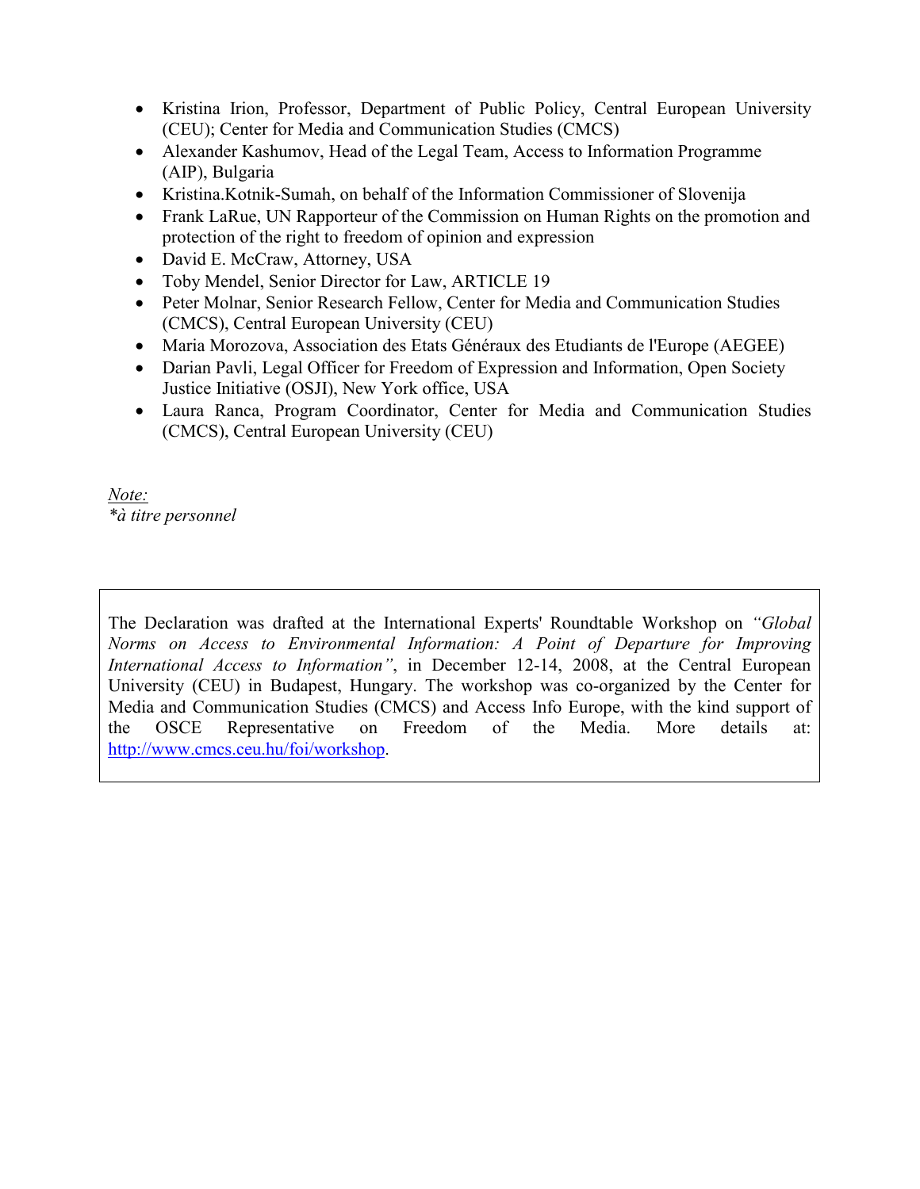- Kristina Irion, Professor, Department of Public Policy, Central European University (CEU); Center for Media and Communication Studies (CMCS)
- Alexander Kashumov, Head of the Legal Team, Access to Information Programme (AIP), Bulgaria
- Kristina.Kotnik-Sumah, on behalf of the Information Commissioner of Slovenija
- Frank LaRue, UN Rapporteur of the Commission on Human Rights on the promotion and protection of the right to freedom of opinion and expression
- David E. McCraw, Attorney, USA
- Toby Mendel, Senior Director for Law, ARTICLE 19
- Peter Molnar, Senior Research Fellow, Center for Media and Communication Studies (CMCS), Central European University (CEU)
- Maria Morozova, Association des Etats Généraux des Etudiants de l'Europe (AEGEE)
- Darian Pavli, Legal Officer for Freedom of Expression and Information, Open Society Justice Initiative (OSJI), New York office, USA
- Laura Ranca, Program Coordinator, Center for Media and Communication Studies (CMCS), Central European University (CEU)

*Note:*
*\*à titre personnel*

The Declaration was drafted at the International Experts' Roundtable Workshop on *"Global Norms on Access to Environmental Information: A Point of Departure for Improving International Access to Information"*, in December 12-14, 2008, at the Central European University (CEU) in Budapest, Hungary. The workshop was co-organized by the Center for Media and Communication Studies (CMCS) and Access Info Europe, with the kind support of the OSCE Representative on Freedom of the Media. More details at: http://www.cmcs.ceu.hu/foi/workshop.